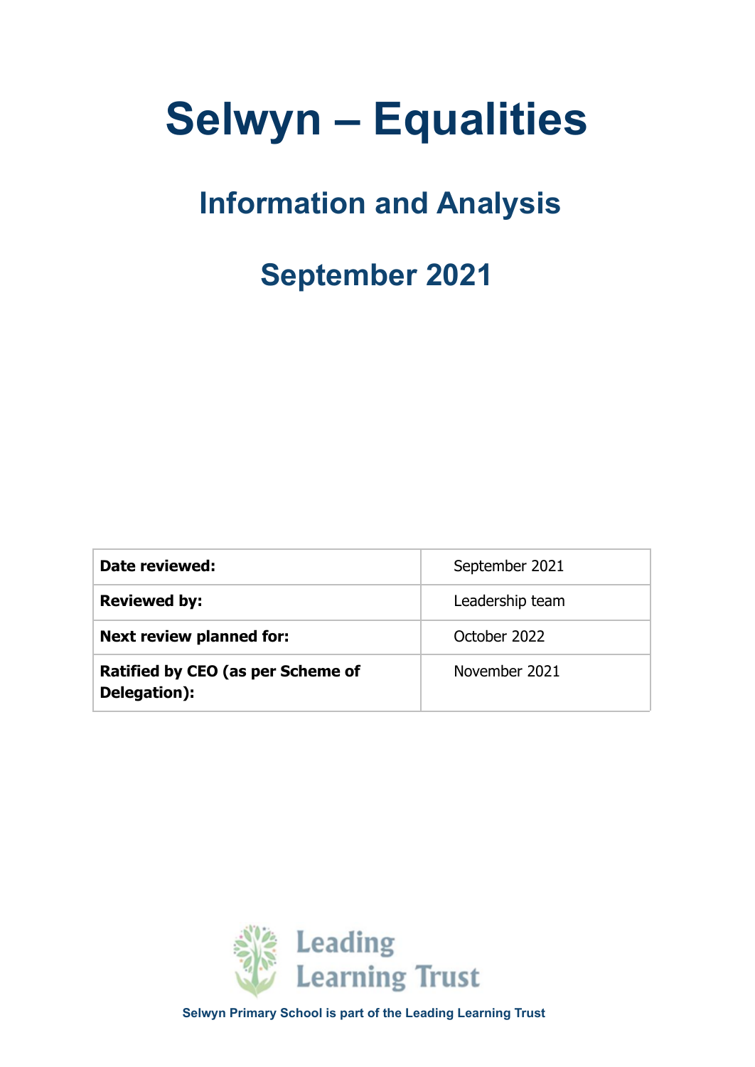# Selwyn – Equalities

## Information and Analysis

## September 2021

| **Date reviewed:** | September 2021 |
|---|---|
| **Reviewed by:** | Leadership team |
| **Next review planned for:** | October 2022 |
| **Ratified by CEO (as per Scheme of Delegation):** | November 2021 |

Leading Learning Trust

**Selwyn Primary School is part of the Leading Learning Trust**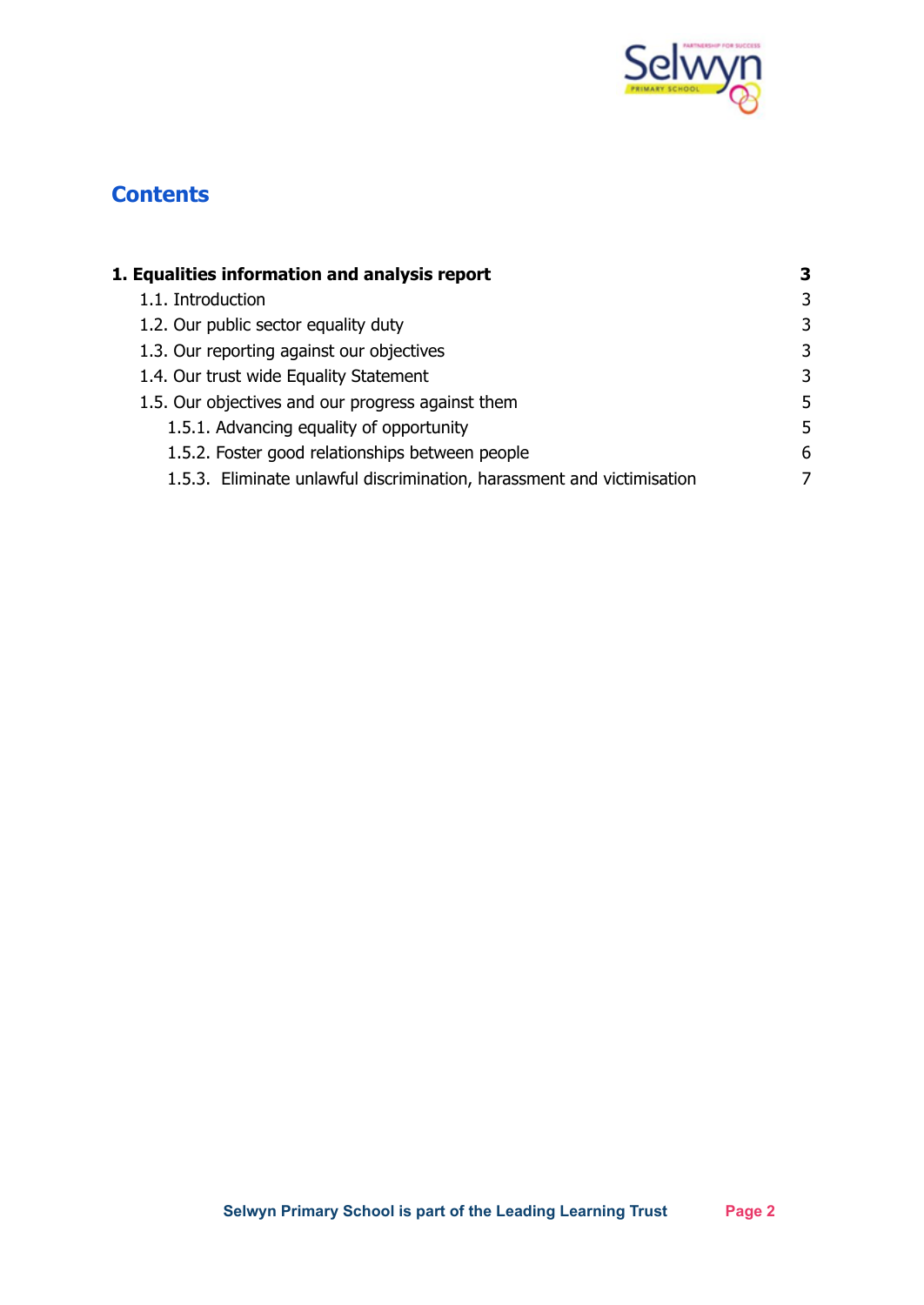## Contents

| | |
|---|---|
| **1. Equalities information and analysis report** | **3** |
| 1.1. Introduction | 3 |
| 1.2. Our public sector equality duty | 3 |
| 1.3. Our reporting against our objectives | 3 |
| 1.4. Our trust wide Equality Statement | 3 |
| 1.5. Our objectives and our progress against them | 5 |
| 1.5.1. Advancing equality of opportunity | 5 |
| 1.5.2. Foster good relationships between people | 6 |
| 1.5.3. Eliminate unlawful discrimination, harassment and victimisation | 7 |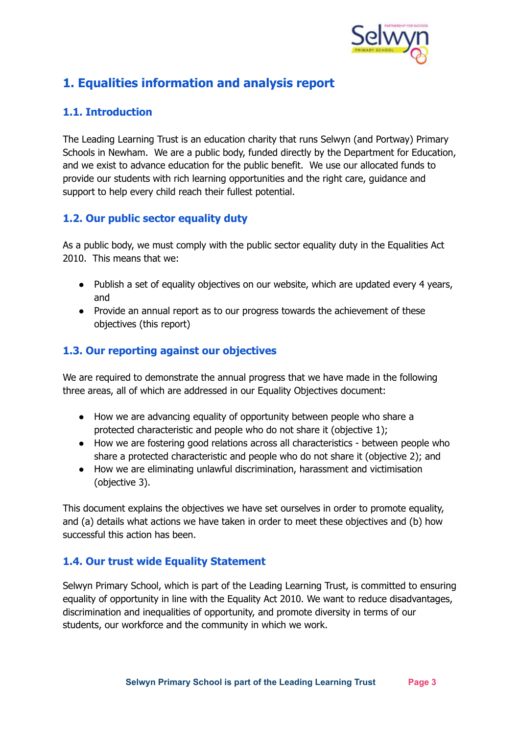# 1. Equalities information and analysis report

## 1.1. Introduction

The Leading Learning Trust is an education charity that runs Selwyn (and Portway) Primary Schools in Newham. We are a public body, funded directly by the Department for Education, and we exist to advance education for the public benefit. We use our allocated funds to provide our students with rich learning opportunities and the right care, guidance and support to help every child reach their fullest potential.

## 1.2. Our public sector equality duty

As a public body, we must comply with the public sector equality duty in the Equalities Act 2010. This means that we:

- Publish a set of equality objectives on our website, which are updated every 4 years, and
- Provide an annual report as to our progress towards the achievement of these objectives (this report)

## 1.3. Our reporting against our objectives

We are required to demonstrate the annual progress that we have made in the following three areas, all of which are addressed in our Equality Objectives document:

- How we are advancing equality of opportunity between people who share a protected characteristic and people who do not share it (objective 1);
- How we are fostering good relations across all characteristics - between people who share a protected characteristic and people who do not share it (objective 2); and
- How we are eliminating unlawful discrimination, harassment and victimisation (objective 3).

This document explains the objectives we have set ourselves in order to promote equality, and (a) details what actions we have taken in order to meet these objectives and (b) how successful this action has been.

## 1.4. Our trust wide Equality Statement

Selwyn Primary School, which is part of the Leading Learning Trust, is committed to ensuring equality of opportunity in line with the Equality Act 2010. We want to reduce disadvantages, discrimination and inequalities of opportunity, and promote diversity in terms of our students, our workforce and the community in which we work.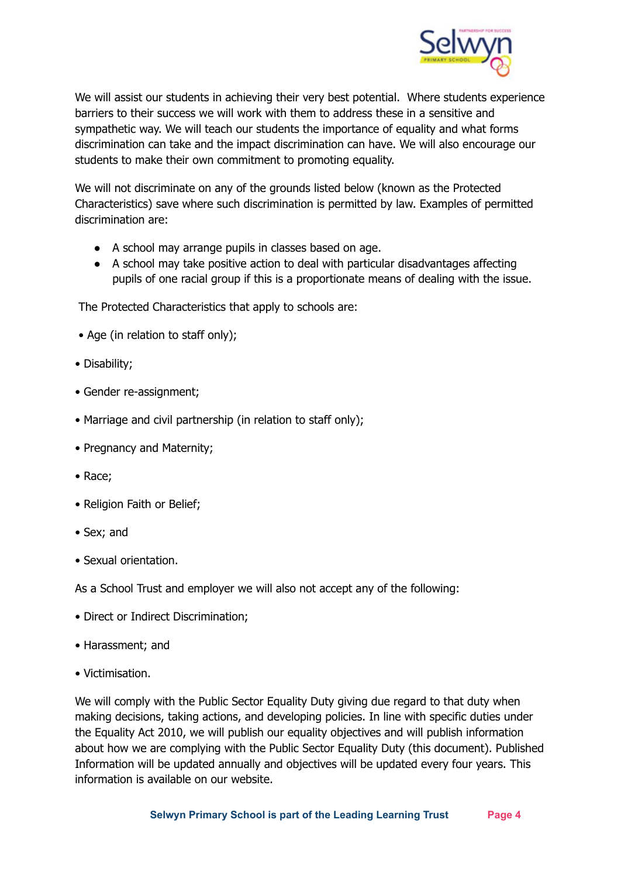We will assist our students in achieving their very best potential. Where students experience barriers to their success we will work with them to address these in a sensitive and sympathetic way. We will teach our students the importance of equality and what forms discrimination can take and the impact discrimination can have. We will also encourage our students to make their own commitment to promoting equality.

We will not discriminate on any of the grounds listed below (known as the Protected Characteristics) save where such discrimination is permitted by law. Examples of permitted discrimination are:

- A school may arrange pupils in classes based on age.
- A school may take positive action to deal with particular disadvantages affecting pupils of one racial group if this is a proportionate means of dealing with the issue.

The Protected Characteristics that apply to schools are:

- Age (in relation to staff only);
- Disability;
- Gender re-assignment;
- Marriage and civil partnership (in relation to staff only);
- Pregnancy and Maternity;
- Race;
- Religion Faith or Belief;
- Sex; and
- Sexual orientation.

As a School Trust and employer we will also not accept any of the following:

- Direct or Indirect Discrimination;
- Harassment; and
- Victimisation.

We will comply with the Public Sector Equality Duty giving due regard to that duty when making decisions, taking actions, and developing policies. In line with specific duties under the Equality Act 2010, we will publish our equality objectives and will publish information about how we are complying with the Public Sector Equality Duty (this document). Published Information will be updated annually and objectives will be updated every four years. This information is available on our website.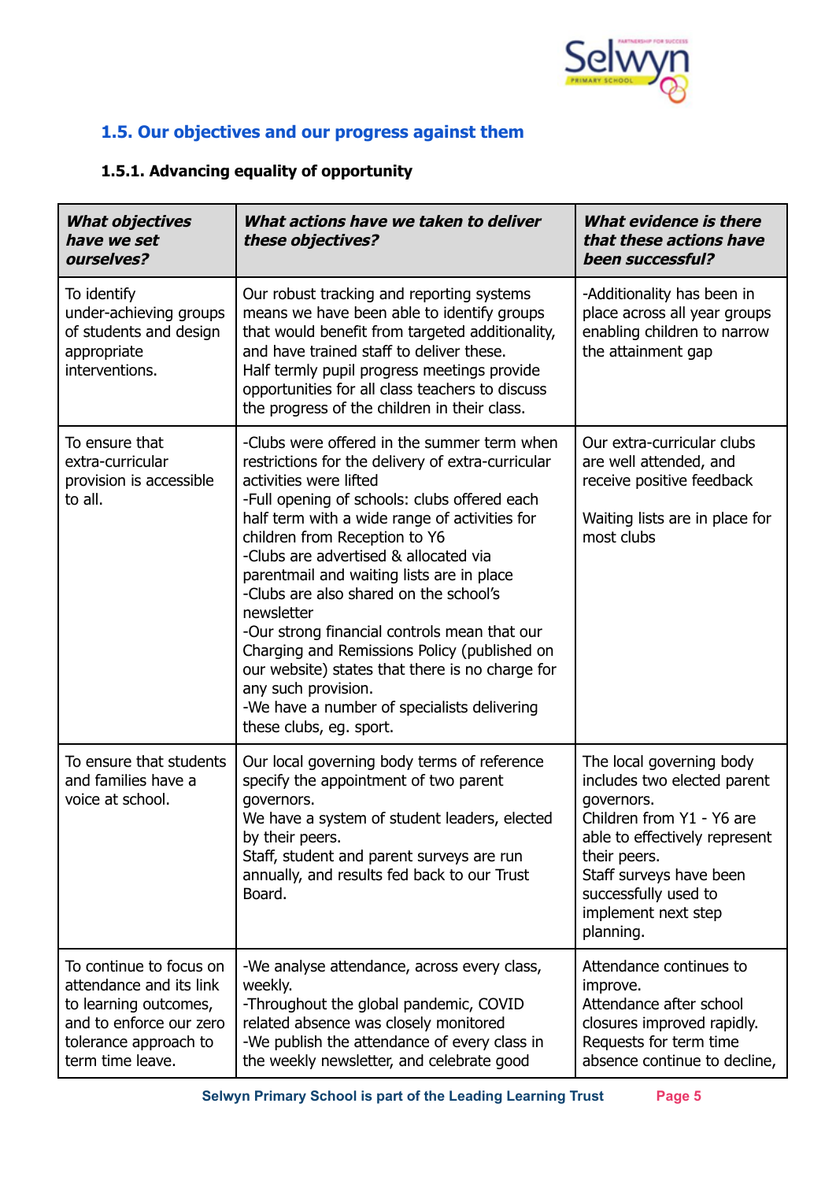## 1.5. Our objectives and our progress against them

### 1.5.1. Advancing equality of opportunity

| *What objectives have we set ourselves?* | *What actions have we taken to deliver these objectives?* | *What evidence is there that these actions have been successful?* |
|---|---|---|
| To identify under-achieving groups of students and design appropriate interventions. | Our robust tracking and reporting systems means we have been able to identify groups that would benefit from targeted additionality, and have trained staff to deliver these.<br>Half termly pupil progress meetings provide opportunities for all class teachers to discuss the progress of the children in their class. | -Additionality has been in place across all year groups enabling children to narrow the attainment gap |
| To ensure that extra-curricular provision is accessible to all. | -Clubs were offered in the summer term when restrictions for the delivery of extra-curricular activities were lifted<br>-Full opening of schools: clubs offered each half term with a wide range of activities for children from Reception to Y6<br>-Clubs are advertised & allocated via parentmail and waiting lists are in place<br>-Clubs are also shared on the school's newsletter<br>-Our strong financial controls mean that our Charging and Remissions Policy (published on our website) states that there is no charge for any such provision.<br>-We have a number of specialists delivering these clubs, eg. sport. | Our extra-curricular clubs are well attended, and receive positive feedback<br><br>Waiting lists are in place for most clubs |
| To ensure that students and families have a voice at school. | Our local governing body terms of reference specify the appointment of two parent governors.<br>We have a system of student leaders, elected by their peers.<br>Staff, student and parent surveys are run annually, and results fed back to our Trust Board. | The local governing body includes two elected parent governors.<br>Children from Y1 - Y6 are able to effectively represent their peers.<br>Staff surveys have been successfully used to implement next step planning. |
| To continue to focus on attendance and its link to learning outcomes, and to enforce our zero tolerance approach to term time leave. | -We analyse attendance, across every class, weekly.<br>-Throughout the global pandemic, COVID related absence was closely monitored<br>-We publish the attendance of every class in the weekly newsletter, and celebrate good | Attendance continues to improve.<br>Attendance after school closures improved rapidly.<br>Requests for term time absence continue to decline, |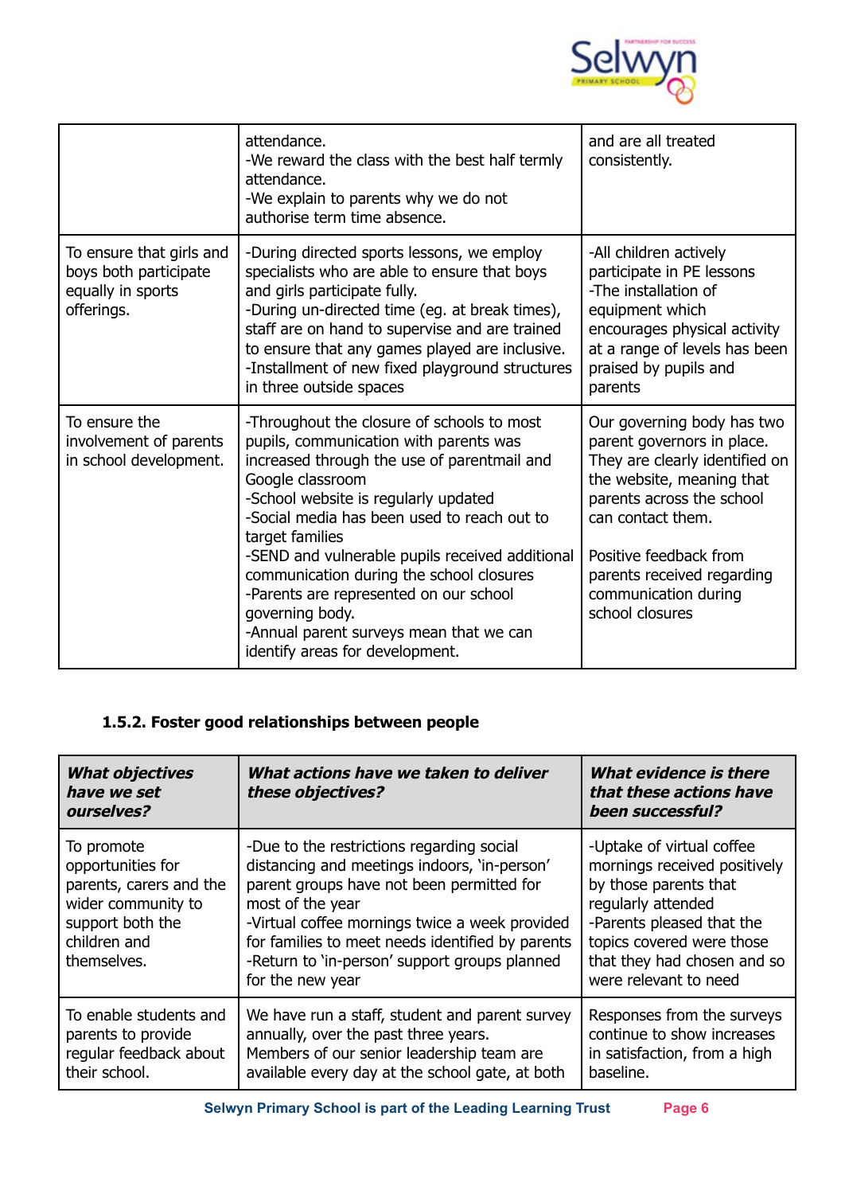| | | |
|---|---|---|
| | attendance.<br>-We reward the class with the best half termly attendance.<br>-We explain to parents why we do not authorise term time absence. | and are all treated consistently. |
| To ensure that girls and boys both participate equally in sports offerings. | -During directed sports lessons, we employ specialists who are able to ensure that boys and girls participate fully.<br>-During un-directed time (eg. at break times), staff are on hand to supervise and are trained to ensure that any games played are inclusive.<br>-Installment of new fixed playground structures in three outside spaces | -All children actively participate in PE lessons<br>-The installation of equipment which encourages physical activity at a range of levels has been praised by pupils and parents |
| To ensure the involvement of parents in school development. | -Throughout the closure of schools to most pupils, communication with parents was increased through the use of parentmail and Google Classroom<br>-School website is regularly updated<br>-Social media has been used to reach out to target families<br>-SEND and vulnerable pupils received additional communication during the school closures<br>-Parents are represented on our school governing body.<br>-Annual parent surveys mean that we can identify areas for development. | Our governing body has two parent governors in place. They are clearly identified on the website, meaning that parents across the school can contact them.<br><br>Positive feedback from parents received regarding communication during school closures |

### 1.5.2. Foster good relationships between people

| ***What objectives have we set ourselves?*** | ***What actions have we taken to deliver these objectives?*** | ***What evidence is there that these actions have been successful?*** |
|---|---|---|
| To promote opportunities for parents, carers and the wider community to support both the children and themselves. | -Due to the restrictions regarding social distancing and meetings indoors, 'in-person' parent groups have not been permitted for most of the year<br>-Virtual coffee mornings twice a week provided for families to meet needs identified by parents<br>-Return to 'in-person' support groups planned for the new year | -Uptake of virtual coffee mornings received positively by those parents that regularly attended<br>-Parents pleased that the topics covered were those that they had chosen and so were relevant to need |
| To enable students and parents to provide regular feedback about their school. | We have run a staff, student and parent survey annually, over the past three years.<br>Members of our senior leadership team are available every day at the school gate, at both | Responses from the surveys continue to show increases in satisfaction, from a high baseline. |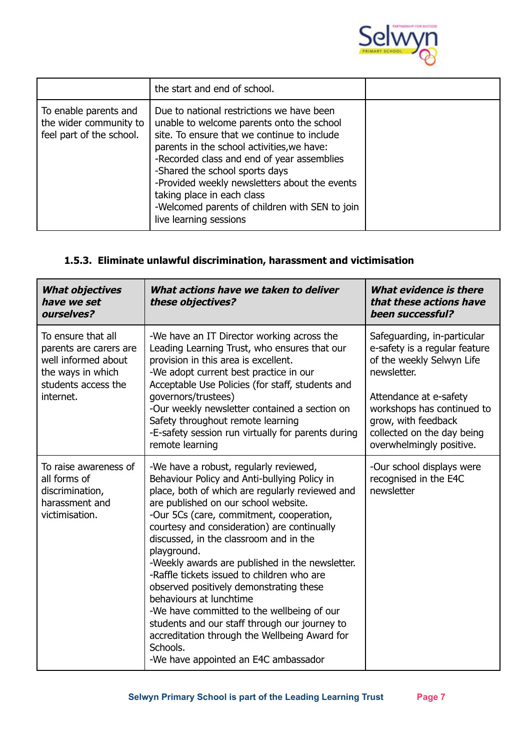|  |  |  |
|---|---|---|
|  | the start and end of school. |  |
| To enable parents and the wider community to feel part of the school. | Due to national restrictions we have been unable to welcome parents onto the school site. To ensure that we continue to include parents in the school activities,we have:<br>-Recorded class and end of year assemblies<br>-Shared the school sports days<br>-Provided weekly newsletters about the events taking place in each class<br>-Welcomed parents of children with SEN to join live learning sessions |  |

### 1.5.3. Eliminate unlawful discrimination, harassment and victimisation

| ***What objectives have we set ourselves?*** | ***What actions have we taken to deliver these objectives?*** | ***What evidence is there that these actions have been successful?*** |
|---|---|---|
| To ensure that all parents are carers are well informed about the ways in which students access the internet. | -We have an IT Director working across the Leading Learning Trust, who ensures that our provision in this area is excellent.<br>-We adopt current best practice in our Acceptable Use Policies (for staff, students and governors/trustees)<br>-Our weekly newsletter contained a section on Safety throughout remote learning<br>-E-safety session run virtually for parents during remote learning | Safeguarding, in-particular e-safety is a regular feature of the weekly Selwyn Life newsletter.<br><br>Attendance at e-safety workshops has continued to grow, with feedback collected on the day being overwhelmingly positive. |
| To raise awareness of all forms of discrimination, harassment and victimisation. | -We have a robust, regularly reviewed, Behaviour Policy and Anti-bullying Policy in place, both of which are regularly reviewed and are published on our school website.<br>-Our 5Cs (care, commitment, cooperation, courtesy and consideration) are continually discussed, in the classroom and in the playground.<br>-Weekly awards are published in the newsletter.<br>-Raffle tickets issued to children who are observed positively demonstrating these behaviours at lunchtime<br>-We have committed to the wellbeing of our students and our staff through our journey to accreditation through the Wellbeing Award for Schools.<br>-We have appointed an E4C ambassador | -Our school displays were recognised in the E4C newsletter |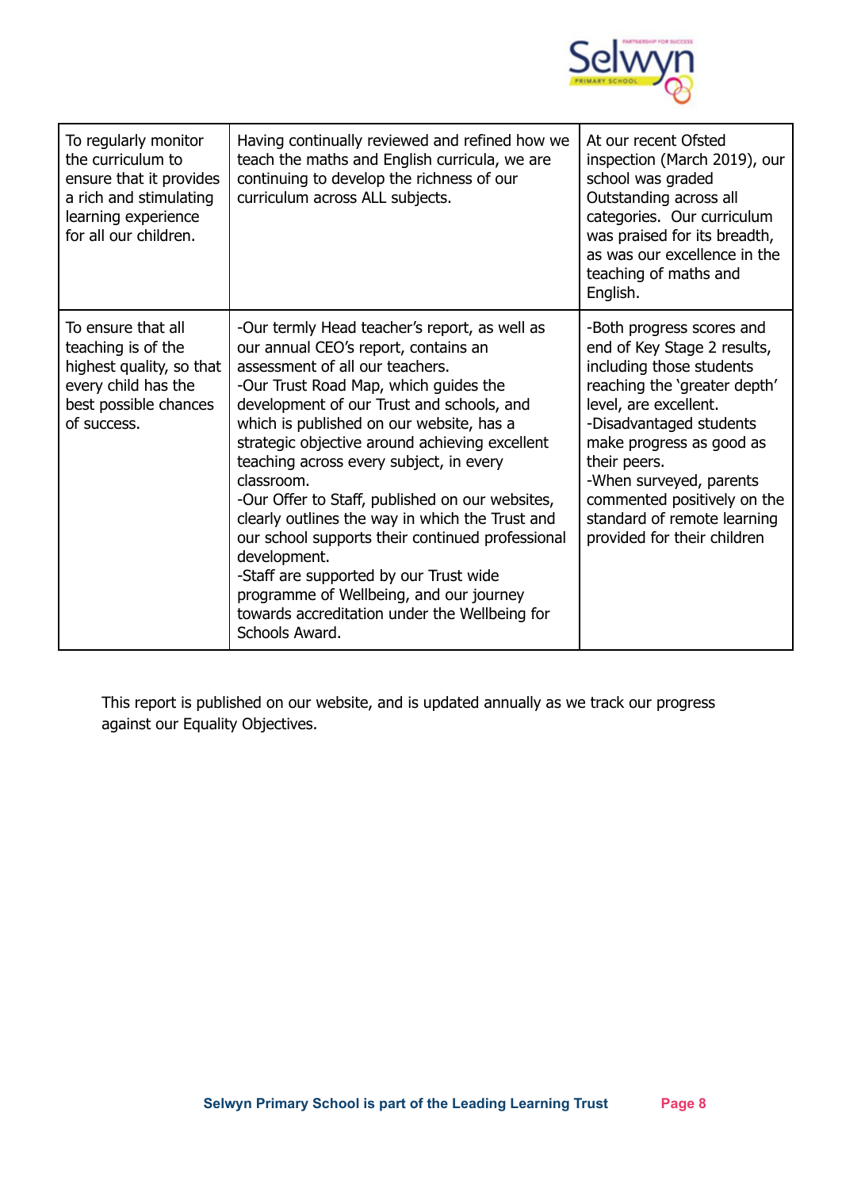| | | |
|---|---|---|
| To regularly monitor the curriculum to ensure that it provides a rich and stimulating learning experience for all our children. | Having continually reviewed and refined how we teach the maths and English curricula, we are continuing to develop the richness of our curriculum across ALL subjects. | At our recent Ofsted inspection (March 2019), our school was graded Outstanding across all categories. Our curriculum was praised for its breadth, as was our excellence in the teaching of maths and English. |
| To ensure that all teaching is of the highest quality, so that every child has the best possible chances of success. | -Our termly Head teacher's report, as well as our annual CEO's report, contains an assessment of all our teachers.<br>-Our Trust Road Map, which guides the development of our Trust and schools, and which is published on our website, has a strategic objective around achieving excellent teaching across every subject, in every classroom.<br>-Our Offer to Staff, published on our websites, clearly outlines the way in which the Trust and our school supports their continued professional development.<br>-Staff are supported by our Trust wide programme of Wellbeing, and our journey towards accreditation under the Wellbeing for Schools Award. | -Both progress scores and end of Key Stage 2 results, including those students reaching the 'greater depth' level, are excellent.<br>-Disadvantaged students make progress as good as their peers.<br>-When surveyed, parents commented positively on the standard of remote learning provided for their children |

This report is published on our website, and is updated annually as we track our progress against our Equality Objectives.